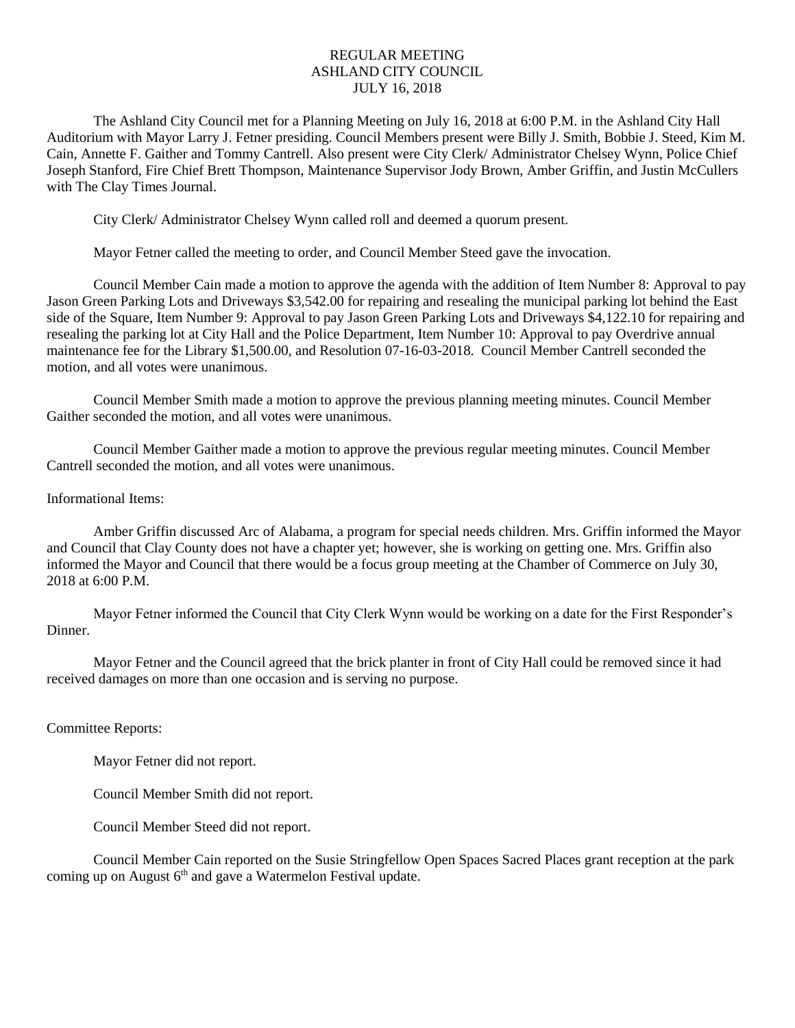# REGULAR MEETING
# ASHLAND CITY COUNCIL
# JULY 16, 2018

The Ashland City Council met for a Planning Meeting on July 16, 2018 at 6:00 P.M. in the Ashland City Hall Auditorium with Mayor Larry J. Fetner presiding. Council Members present were Billy J. Smith, Bobbie J. Steed, Kim M. Cain, Annette F. Gaither and Tommy Cantrell. Also present were City Clerk/ Administrator Chelsey Wynn, Police Chief Joseph Stanford, Fire Chief Brett Thompson, Maintenance Supervisor Jody Brown, Amber Griffin, and Justin McCullers with The Clay Times Journal.

City Clerk/ Administrator Chelsey Wynn called roll and deemed a quorum present.

Mayor Fetner called the meeting to order, and Council Member Steed gave the invocation.

Council Member Cain made a motion to approve the agenda with the addition of Item Number 8: Approval to pay Jason Green Parking Lots and Driveways $3,542.00 for repairing and resealing the municipal parking lot behind the East side of the Square, Item Number 9: Approval to pay Jason Green Parking Lots and Driveways $4,122.10 for repairing and resealing the parking lot at City Hall and the Police Department, Item Number 10: Approval to pay Overdrive annual maintenance fee for the Library $1,500.00, and Resolution 07-16-03-2018. Council Member Cantrell seconded the motion, and all votes were unanimous.

Council Member Smith made a motion to approve the previous planning meeting minutes. Council Member Gaither seconded the motion, and all votes were unanimous.

Council Member Gaither made a motion to approve the previous regular meeting minutes. Council Member Cantrell seconded the motion, and all votes were unanimous.

Informational Items:

Amber Griffin discussed Arc of Alabama, a program for special needs children. Mrs. Griffin informed the Mayor and Council that Clay County does not have a chapter yet; however, she is working on getting one. Mrs. Griffin also informed the Mayor and Council that there would be a focus group meeting at the Chamber of Commerce on July 30, 2018 at 6:00 P.M.

Mayor Fetner informed the Council that City Clerk Wynn would be working on a date for the First Responder's Dinner.

Mayor Fetner and the Council agreed that the brick planter in front of City Hall could be removed since it had received damages on more than one occasion and is serving no purpose.

Committee Reports:

Mayor Fetner did not report.

Council Member Smith did not report.

Council Member Steed did not report.

Council Member Cain reported on the Susie Stringfellow Open Spaces Sacred Places grant reception at the park coming up on August 6th and gave a Watermelon Festival update.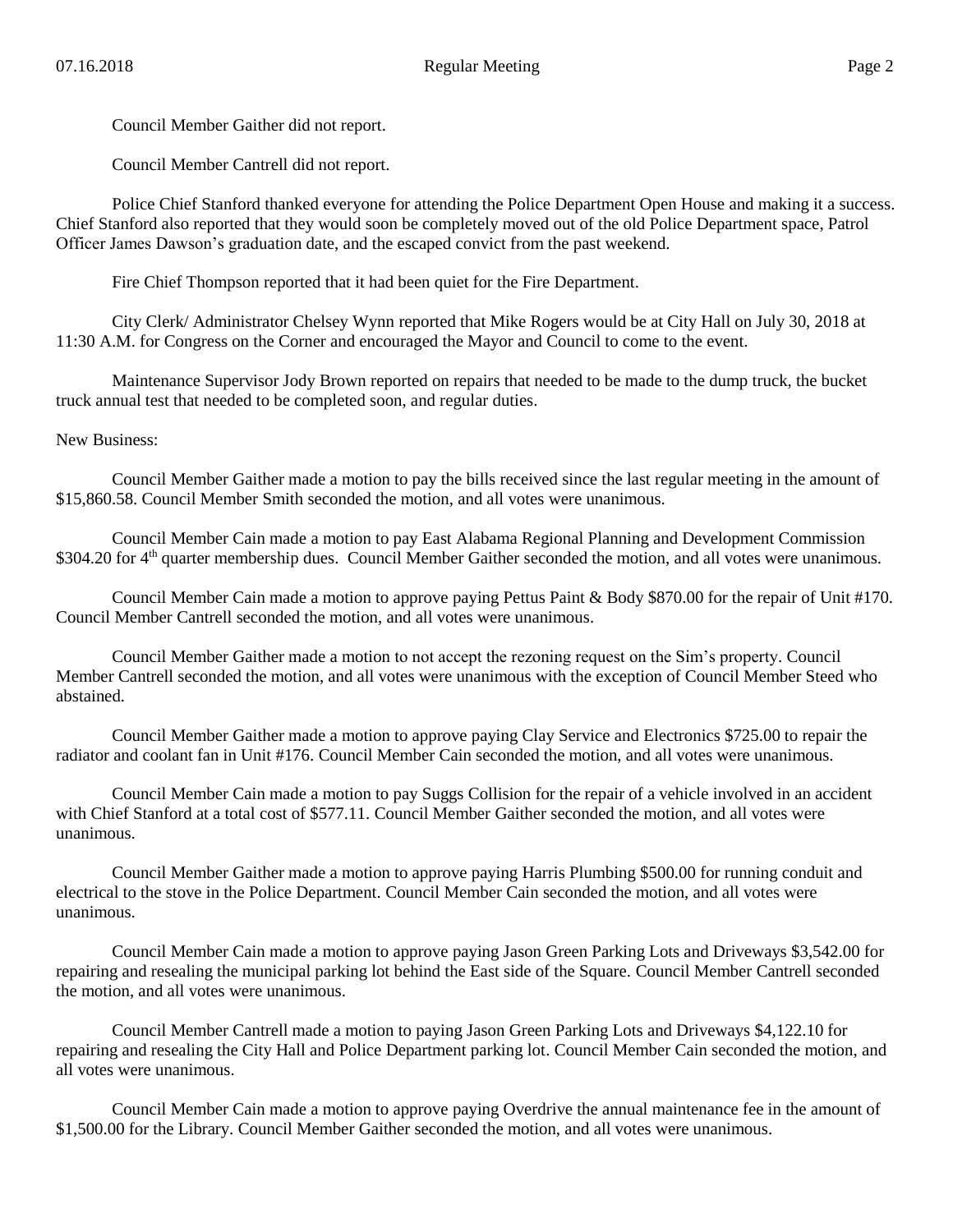Council Member Gaither did not report.

Council Member Cantrell did not report.

Police Chief Stanford thanked everyone for attending the Police Department Open House and making it a success. Chief Stanford also reported that they would soon be completely moved out of the old Police Department space, Patrol Officer James Dawson's graduation date, and the escaped convict from the past weekend.

Fire Chief Thompson reported that it had been quiet for the Fire Department.

City Clerk/ Administrator Chelsey Wynn reported that Mike Rogers would be at City Hall on July 30, 2018 at 11:30 A.M. for Congress on the Corner and encouraged the Mayor and Council to come to the event.

Maintenance Supervisor Jody Brown reported on repairs that needed to be made to the dump truck, the bucket truck annual test that needed to be completed soon, and regular duties.

New Business:

Council Member Gaither made a motion to pay the bills received since the last regular meeting in the amount of $15,860.58. Council Member Smith seconded the motion, and all votes were unanimous.

Council Member Cain made a motion to pay East Alabama Regional Planning and Development Commission $304.20 for 4th quarter membership dues. Council Member Gaither seconded the motion, and all votes were unanimous.

Council Member Cain made a motion to approve paying Pettus Paint & Body $870.00 for the repair of Unit #170. Council Member Cantrell seconded the motion, and all votes were unanimous.

Council Member Gaither made a motion to not accept the rezoning request on the Sim's property. Council Member Cantrell seconded the motion, and all votes were unanimous with the exception of Council Member Steed who abstained.

Council Member Gaither made a motion to approve paying Clay Service and Electronics $725.00 to repair the radiator and coolant fan in Unit #176. Council Member Cain seconded the motion, and all votes were unanimous.

Council Member Cain made a motion to pay Suggs Collision for the repair of a vehicle involved in an accident with Chief Stanford at a total cost of $577.11. Council Member Gaither seconded the motion, and all votes were unanimous.

Council Member Gaither made a motion to approve paying Harris Plumbing $500.00 for running conduit and electrical to the stove in the Police Department. Council Member Cain seconded the motion, and all votes were unanimous.

Council Member Cain made a motion to approve paying Jason Green Parking Lots and Driveways $3,542.00 for repairing and resealing the municipal parking lot behind the East side of the Square. Council Member Cantrell seconded the motion, and all votes were unanimous.

Council Member Cantrell made a motion to paying Jason Green Parking Lots and Driveways $4,122.10 for repairing and resealing the City Hall and Police Department parking lot. Council Member Cain seconded the motion, and all votes were unanimous.

Council Member Cain made a motion to approve paying Overdrive the annual maintenance fee in the amount of $1,500.00 for the Library. Council Member Gaither seconded the motion, and all votes were unanimous.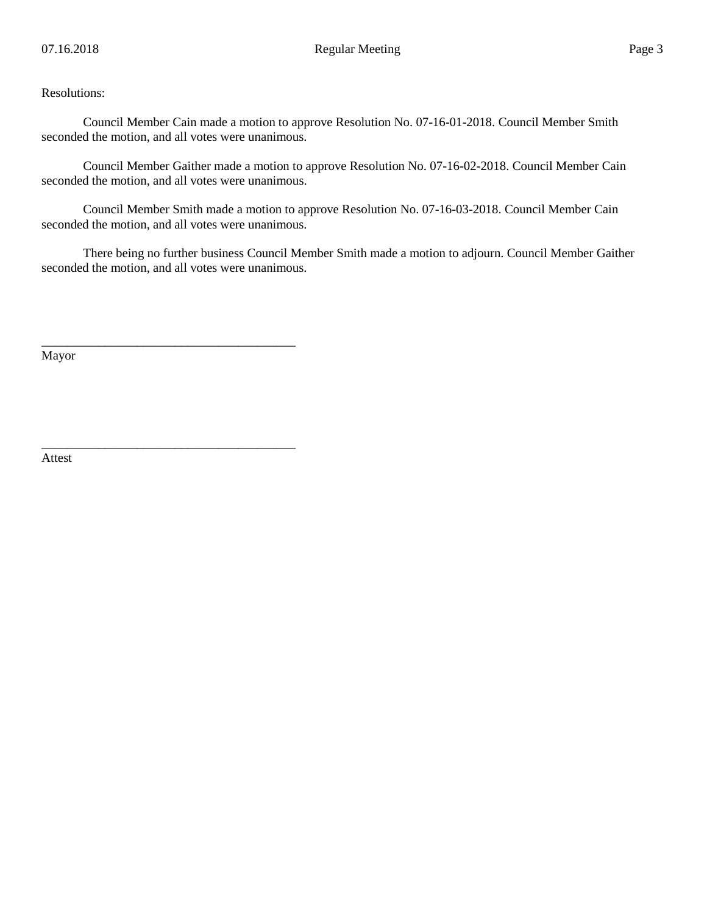Resolutions:

Council Member Cain made a motion to approve Resolution No. 07-16-01-2018. Council Member Smith seconded the motion, and all votes were unanimous.

Council Member Gaither made a motion to approve Resolution No. 07-16-02-2018. Council Member Cain seconded the motion, and all votes were unanimous.

Council Member Smith made a motion to approve Resolution No. 07-16-03-2018. Council Member Cain seconded the motion, and all votes were unanimous.

There being no further business Council Member Smith made a motion to adjourn. Council Member Gaither seconded the motion, and all votes were unanimous.

________________________________________
Mayor

________________________________________
Attest